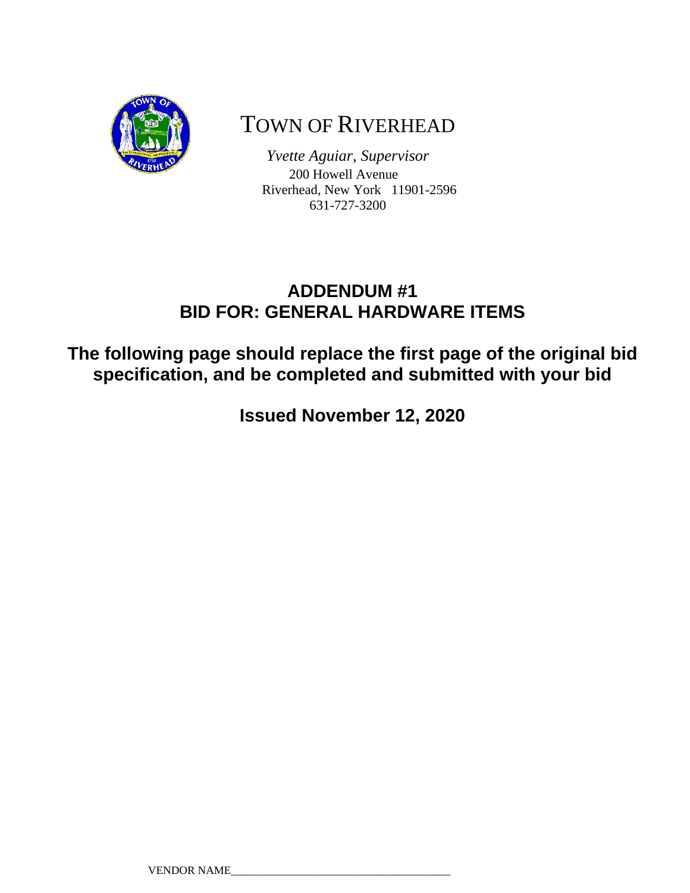# TOWN OF RIVERHEAD

*Yvette Aguiar, Supervisor*
200 Howell Avenue
Riverhead, New York 11901-2596
631-727-3200

## ADDENDUM #1
## BID FOR: GENERAL HARDWARE ITEMS

**The following page should replace the first page of the original bid specification, and be completed and submitted with your bid**

**Issued November 12, 2020**

VENDOR NAME_______________________________________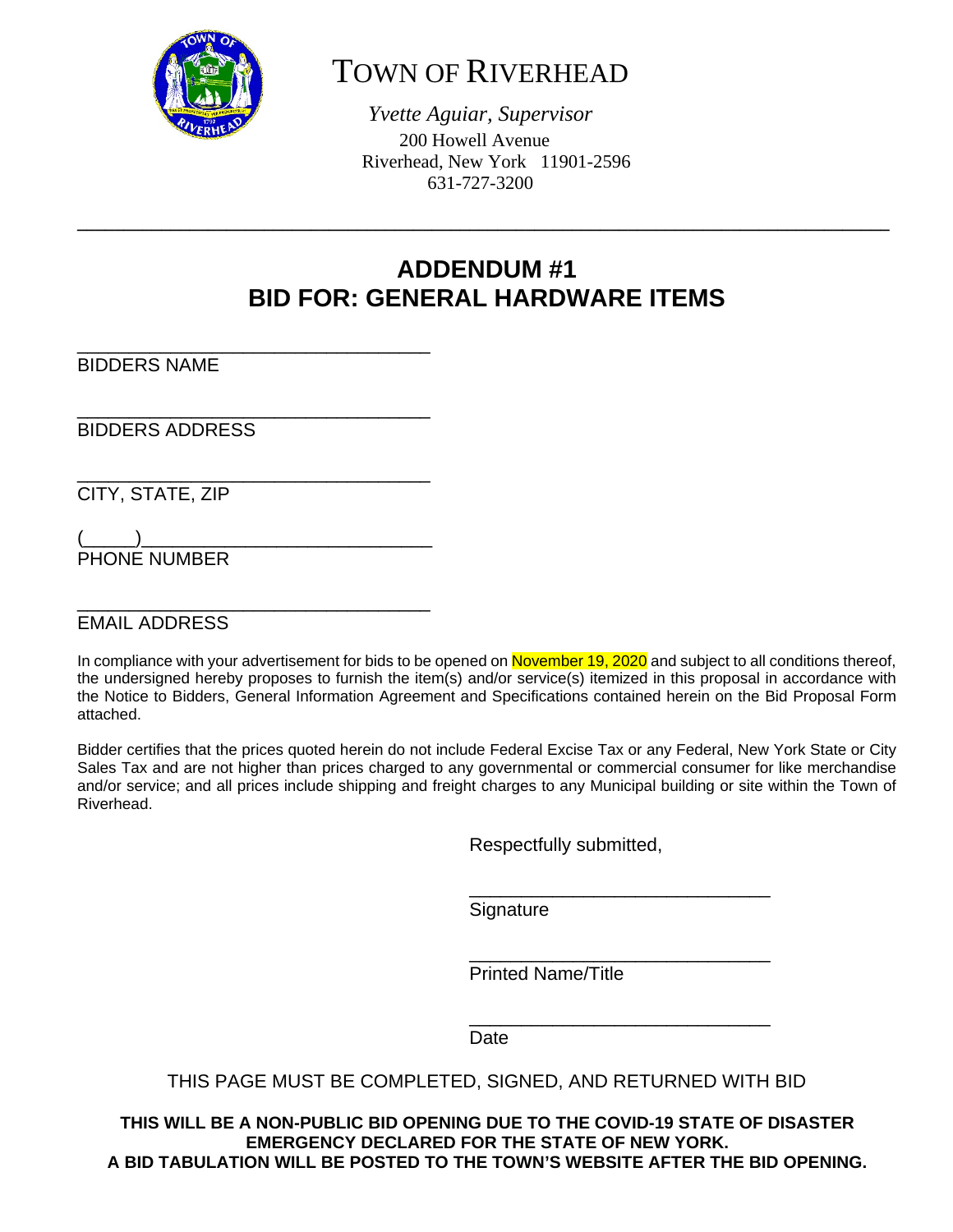# TOWN OF RIVERHEAD

*Yvette Aguiar, Supervisor*
200 Howell Avenue
Riverhead, New York 11901-2596
631-727-3200

---

## ADDENDUM #1
## BID FOR: GENERAL HARDWARE ITEMS

_________________________________
BIDDERS NAME

_________________________________
BIDDERS ADDRESS

_________________________________
CITY, STATE, ZIP

(_____)___________________________
PHONE NUMBER

_________________________________
EMAIL ADDRESS

In compliance with your advertisement for bids to be opened on November 19, 2020 and subject to all conditions thereof, the undersigned hereby proposes to furnish the item(s) and/or service(s) itemized in this proposal in accordance with the Notice to Bidders, General Information Agreement and Specifications contained herein on the Bid Proposal Form attached.

Bidder certifies that the prices quoted herein do not include Federal Excise Tax or any Federal, New York State or City Sales Tax and are not higher than prices charged to any governmental or commercial consumer for like merchandise and/or service; and all prices include shipping and freight charges to any Municipal building or site within the Town of Riverhead.

Respectfully submitted,

_____________________________
Signature

_____________________________
Printed Name/Title

_____________________________
Date

THIS PAGE MUST BE COMPLETED, SIGNED, AND RETURNED WITH BID

**THIS WILL BE A NON-PUBLIC BID OPENING DUE TO THE COVID-19 STATE OF DISASTER EMERGENCY DECLARED FOR THE STATE OF NEW YORK.**
**A BID TABULATION WILL BE POSTED TO THE TOWN'S WEBSITE AFTER THE BID OPENING.**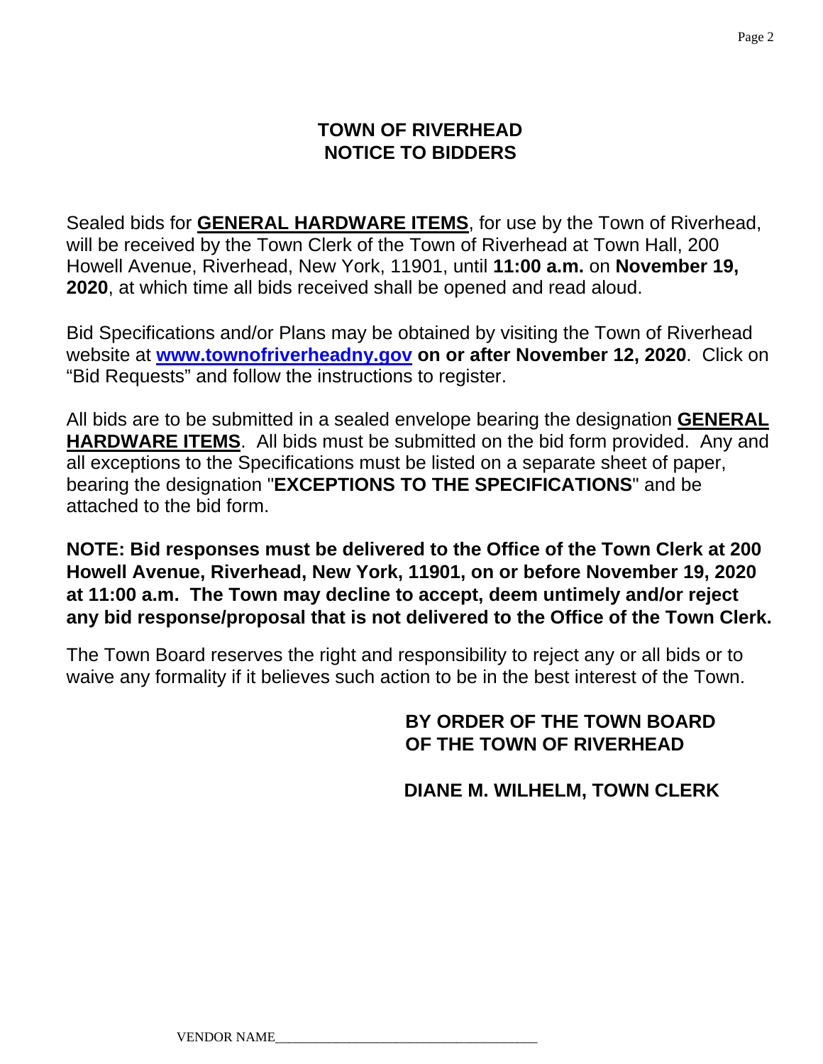# TOWN OF RIVERHEAD
# NOTICE TO BIDDERS

Sealed bids for **GENERAL HARDWARE ITEMS**, for use by the Town of Riverhead, will be received by the Town Clerk of the Town of Riverhead at Town Hall, 200 Howell Avenue, Riverhead, New York, 11901, until **11:00 a.m.** on **November 19, 2020**, at which time all bids received shall be opened and read aloud.

Bid Specifications and/or Plans may be obtained by visiting the Town of Riverhead website at **www.townofriverheadny.gov on or after November 12, 2020**. Click on "Bid Requests" and follow the instructions to register.

All bids are to be submitted in a sealed envelope bearing the designation **GENERAL HARDWARE ITEMS**. All bids must be submitted on the bid form provided. Any and all exceptions to the Specifications must be listed on a separate sheet of paper, bearing the designation "**EXCEPTIONS TO THE SPECIFICATIONS**" and be attached to the bid form.

**NOTE: Bid responses must be delivered to the Office of the Town Clerk at 200 Howell Avenue, Riverhead, New York, 11901, on or before November 19, 2020 at 11:00 a.m. The Town may decline to accept, deem untimely and/or reject any bid response/proposal that is not delivered to the Office of the Town Clerk.**

The Town Board reserves the right and responsibility to reject any or all bids or to waive any formality if it believes such action to be in the best interest of the Town.

**BY ORDER OF THE TOWN BOARD**
**OF THE TOWN OF RIVERHEAD**

**DIANE M. WILHELM, TOWN CLERK**

VENDOR NAME______________________________________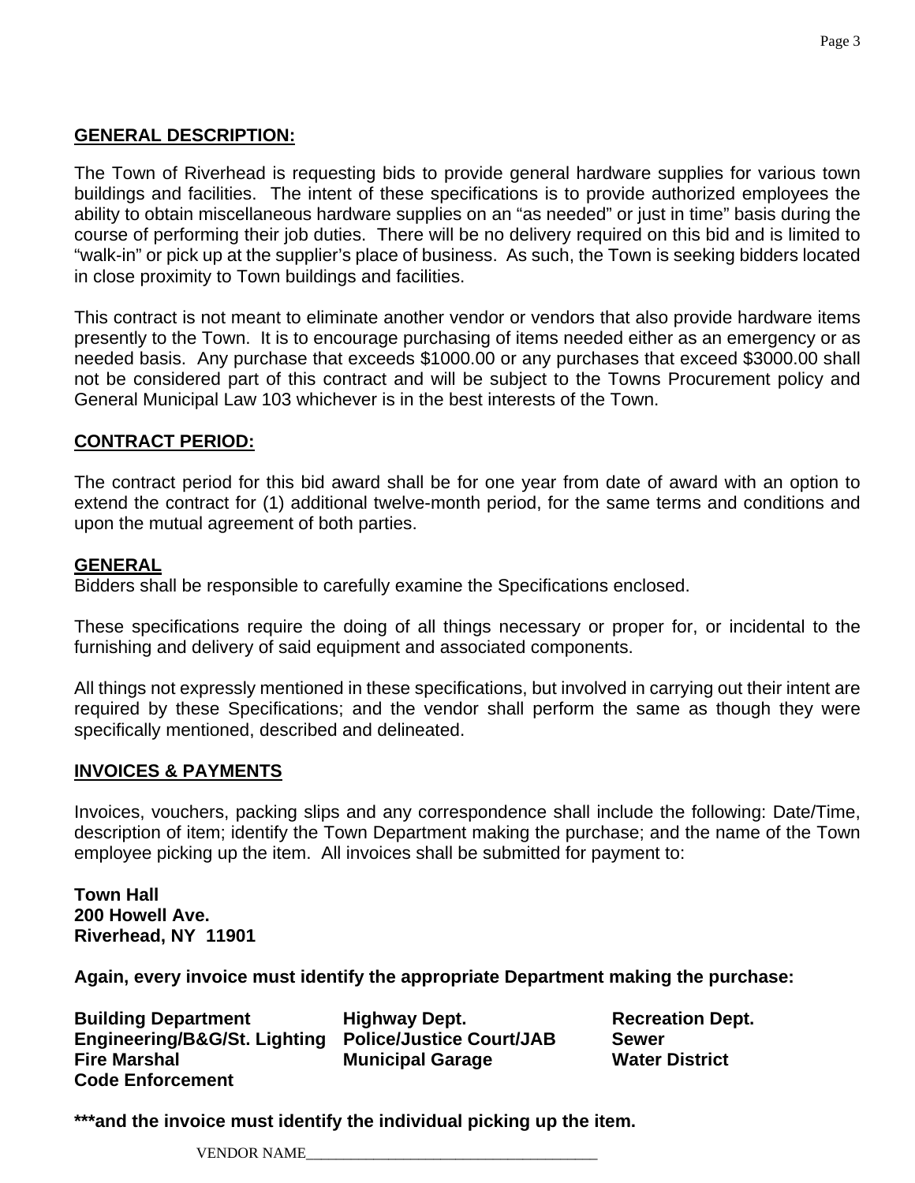**GENERAL DESCRIPTION:**

The Town of Riverhead is requesting bids to provide general hardware supplies for various town buildings and facilities. The intent of these specifications is to provide authorized employees the ability to obtain miscellaneous hardware supplies on an "as needed" or just in time" basis during the course of performing their job duties. There will be no delivery required on this bid and is limited to "walk-in" or pick up at the supplier's place of business. As such, the Town is seeking bidders located in close proximity to Town buildings and facilities.

This contract is not meant to eliminate another vendor or vendors that also provide hardware items presently to the Town. It is to encourage purchasing of items needed either as an emergency or as needed basis. Any purchase that exceeds $1000.00 or any purchases that exceed $3000.00 shall not be considered part of this contract and will be subject to the Towns Procurement policy and General Municipal Law 103 whichever is in the best interests of the Town.

**CONTRACT PERIOD:**

The contract period for this bid award shall be for one year from date of award with an option to extend the contract for (1) additional twelve-month period, for the same terms and conditions and upon the mutual agreement of both parties.

**GENERAL**

Bidders shall be responsible to carefully examine the Specifications enclosed.

These specifications require the doing of all things necessary or proper for, or incidental to the furnishing and delivery of said equipment and associated components.

All things not expressly mentioned in these specifications, but involved in carrying out their intent are required by these Specifications; and the vendor shall perform the same as though they were specifically mentioned, described and delineated.

**INVOICES & PAYMENTS**

Invoices, vouchers, packing slips and any correspondence shall include the following: Date/Time, description of item; identify the Town Department making the purchase; and the name of the Town employee picking up the item. All invoices shall be submitted for payment to:

**Town Hall**
**200 Howell Ave.**
**Riverhead, NY 11901**

**Again, every invoice must identify the appropriate Department making the purchase:**

| | | |
|---|---|---|
| **Building Department** | **Highway Dept.** | **Recreation Dept.** |
| **Engineering/B&G/St. Lighting** | **Police/Justice Court/JAB** | **Sewer** |
| **Fire Marshal** | **Municipal Garage** | **Water District** |
| **Code Enforcement** | | |

**\*\*\*and the invoice must identify the individual picking up the item.**

VENDOR NAME______________________________________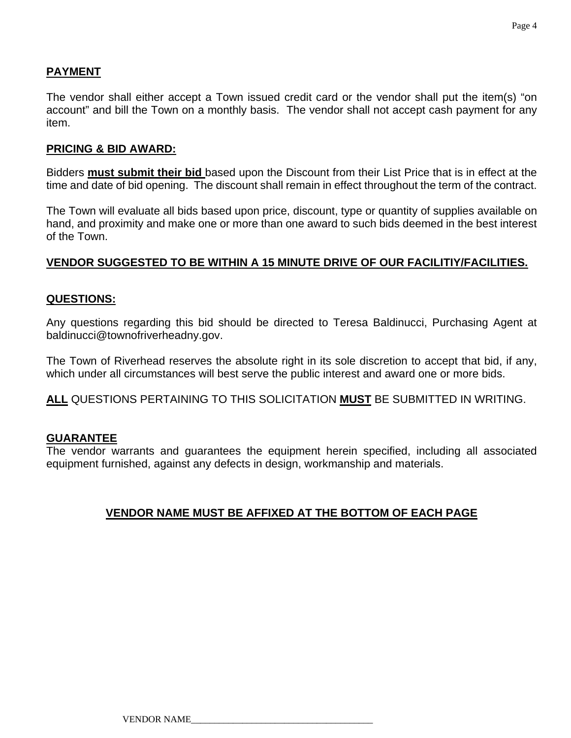## PAYMENT

The vendor shall either accept a Town issued credit card or the vendor shall put the item(s) "on account" and bill the Town on a monthly basis. The vendor shall not accept cash payment for any item.

## PRICING & BID AWARD:

Bidders **must submit their bid** based upon the Discount from their List Price that is in effect at the time and date of bid opening. The discount shall remain in effect throughout the term of the contract.

The Town will evaluate all bids based upon price, discount, type or quantity of supplies available on hand, and proximity and make one or more than one award to such bids deemed in the best interest of the Town.

**VENDOR SUGGESTED TO BE WITHIN A 15 MINUTE DRIVE OF OUR FACILITIY/FACILITIES.**

## QUESTIONS:

Any questions regarding this bid should be directed to Teresa Baldinucci, Purchasing Agent at baldinucci@townofriverheadny.gov.

The Town of Riverhead reserves the absolute right in its sole discretion to accept that bid, if any, which under all circumstances will best serve the public interest and award one or more bids.

**ALL** QUESTIONS PERTAINING TO THIS SOLICITATION **MUST** BE SUBMITTED IN WRITING.

## GUARANTEE

The vendor warrants and guarantees the equipment herein specified, including all associated equipment furnished, against any defects in design, workmanship and materials.

**VENDOR NAME MUST BE AFFIXED AT THE BOTTOM OF EACH PAGE**

VENDOR NAME______________________________________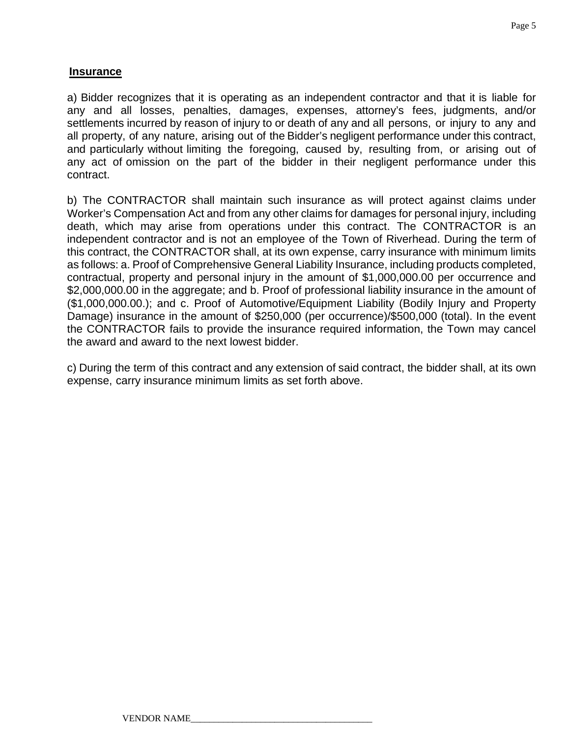## Insurance

a) Bidder recognizes that it is operating as an independent contractor and that it is liable for any and all losses, penalties, damages, expenses, attorney's fees, judgments, and/or settlements incurred by reason of injury to or death of any and all persons, or injury to any and all property, of any nature, arising out of the Bidder's negligent performance under this contract, and particularly without limiting the foregoing, caused by, resulting from, or arising out of any act of omission on the part of the bidder in their negligent performance under this contract.

b) The CONTRACTOR shall maintain such insurance as will protect against claims under Worker's Compensation Act and from any other claims for damages for personal injury, including death, which may arise from operations under this contract. The CONTRACTOR is an independent contractor and is not an employee of the Town of Riverhead. During the term of this contract, the CONTRACTOR shall, at its own expense, carry insurance with minimum limits as follows: a. Proof of Comprehensive General Liability Insurance, including products completed, contractual, property and personal injury in the amount of $1,000,000.00 per occurrence and $2,000,000.00 in the aggregate; and b. Proof of professional liability insurance in the amount of ($1,000,000.00.); and c. Proof of Automotive/Equipment Liability (Bodily Injury and Property Damage) insurance in the amount of $250,000 (per occurrence)/$500,000 (total). In the event the CONTRACTOR fails to provide the insurance required information, the Town may cancel the award and award to the next lowest bidder.

c) During the term of this contract and any extension of said contract, the bidder shall, at its own expense, carry insurance minimum limits as set forth above.

VENDOR NAME_______________________________________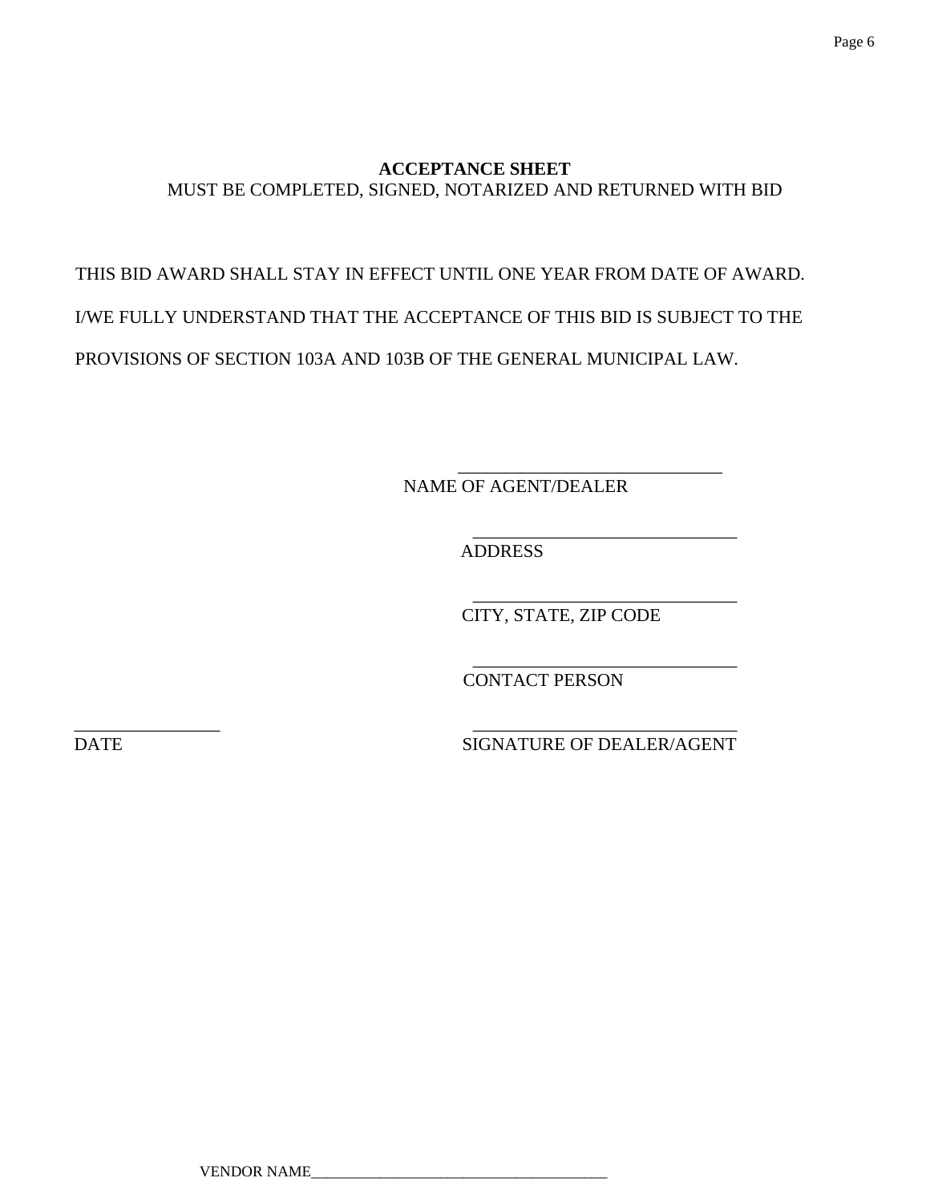## ACCEPTANCE SHEET

MUST BE COMPLETED, SIGNED, NOTARIZED AND RETURNED WITH BID

THIS BID AWARD SHALL STAY IN EFFECT UNTIL ONE YEAR FROM DATE OF AWARD.

I/WE FULLY UNDERSTAND THAT THE ACCEPTANCE OF THIS BID IS SUBJECT TO THE PROVISIONS OF SECTION 103A AND 103B OF THE GENERAL MUNICIPAL LAW.

______________________________
NAME OF AGENT/DEALER

______________________________
ADDRESS

______________________________
CITY, STATE, ZIP CODE

______________________________
CONTACT PERSON

________________
DATE

______________________________
SIGNATURE OF DEALER/AGENT

VENDOR NAME_______________________________________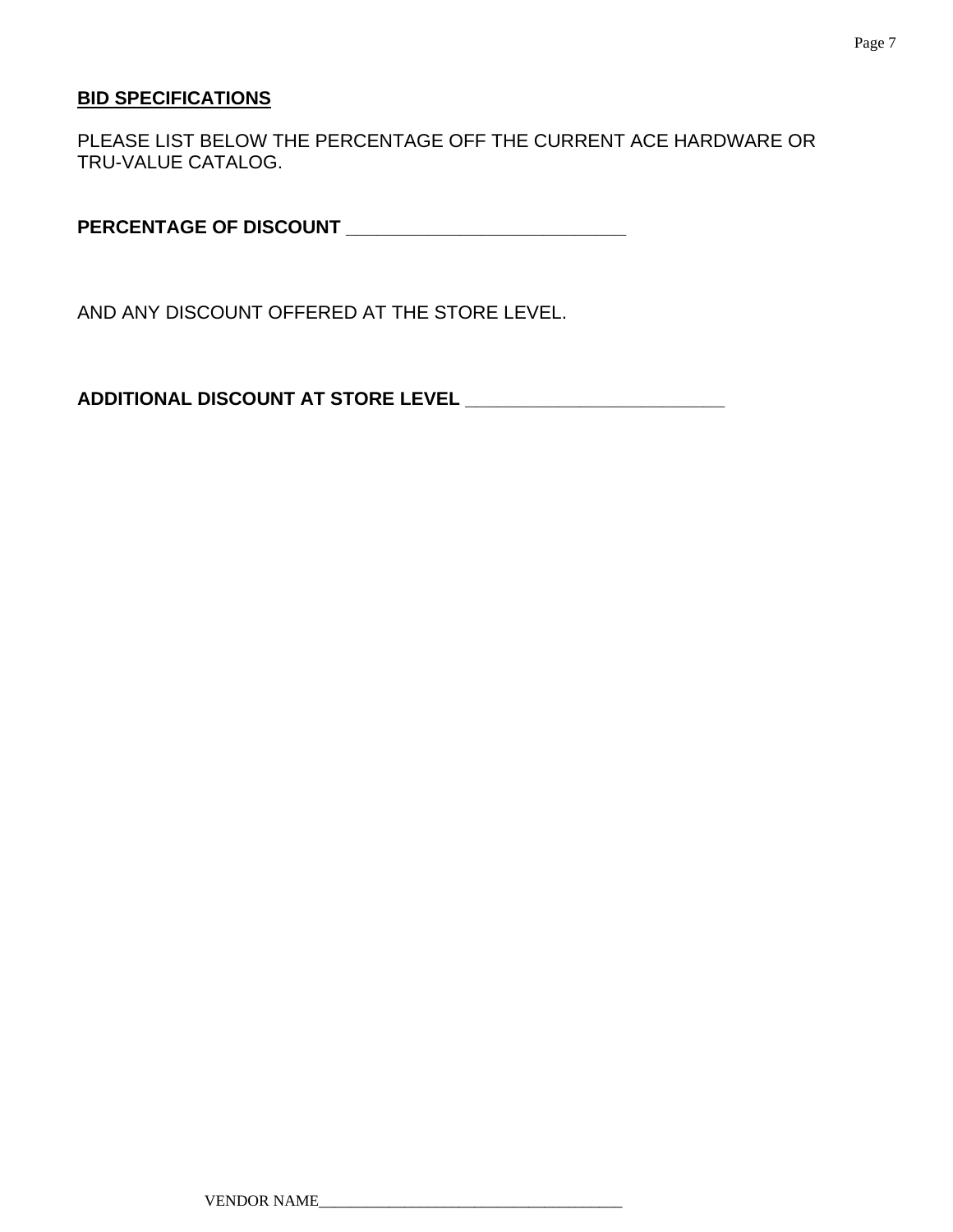**BID SPECIFICATIONS**

PLEASE LIST BELOW THE PERCENTAGE OFF THE CURRENT ACE HARDWARE OR TRU-VALUE CATALOG.

**PERCENTAGE OF DISCOUNT** ____________________________

AND ANY DISCOUNT OFFERED AT THE STORE LEVEL.

**ADDITIONAL DISCOUNT AT STORE LEVEL** __________________________

VENDOR NAME______________________________________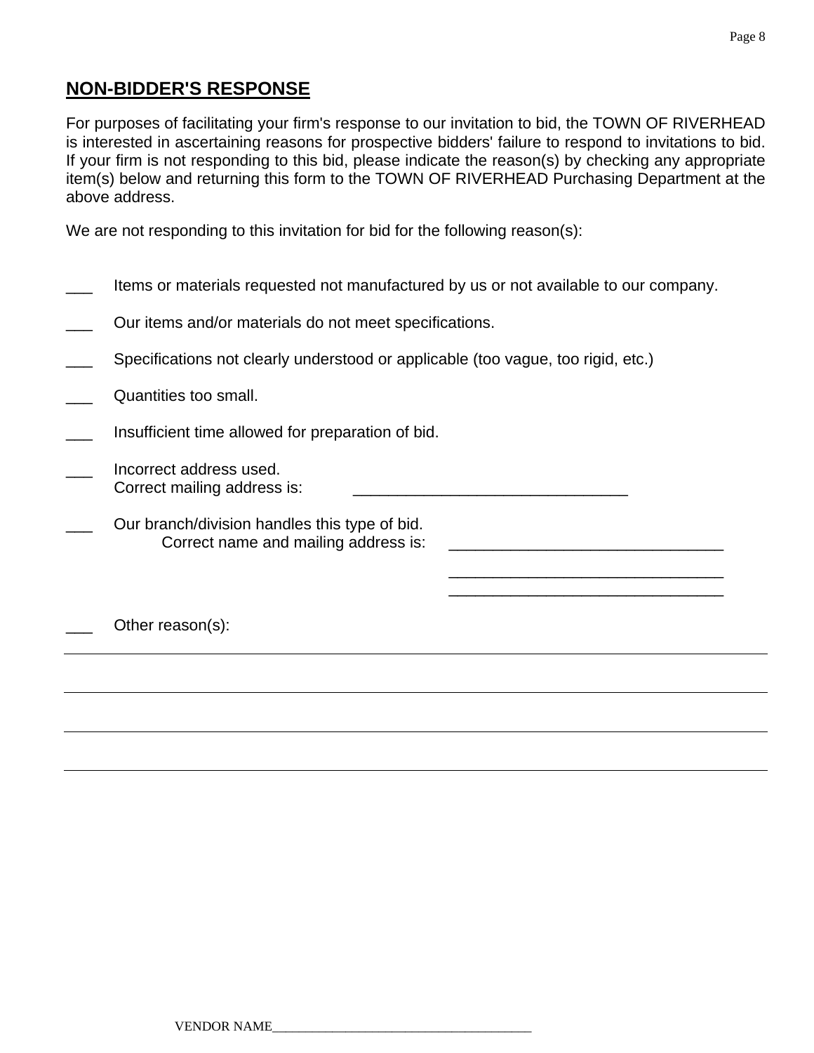## NON-BIDDER'S RESPONSE

For purposes of facilitating your firm's response to our invitation to bid, the TOWN OF RIVERHEAD is interested in ascertaining reasons for prospective bidders' failure to respond to invitations to bid. If your firm is not responding to this bid, please indicate the reason(s) by checking any appropriate item(s) below and returning this form to the TOWN OF RIVERHEAD Purchasing Department at the above address.

We are not responding to this invitation for bid for the following reason(s):

___ Items or materials requested not manufactured by us or not available to our company.

___ Our items and/or materials do not meet specifications.

___ Specifications not clearly understood or applicable (too vague, too rigid, etc.)

___ Quantities too small.

___ Insufficient time allowed for preparation of bid.

___ Incorrect address used.
Correct mailing address is: _______________________________

___ Our branch/division handles this type of bid.
Correct name and mailing address is: _______________________________
_______________________________
_______________________________

___ Other reason(s):

_______________________________________________________________________________

_______________________________________________________________________________

_______________________________________________________________________________

_______________________________________________________________________________

VENDOR NAME_______________________________________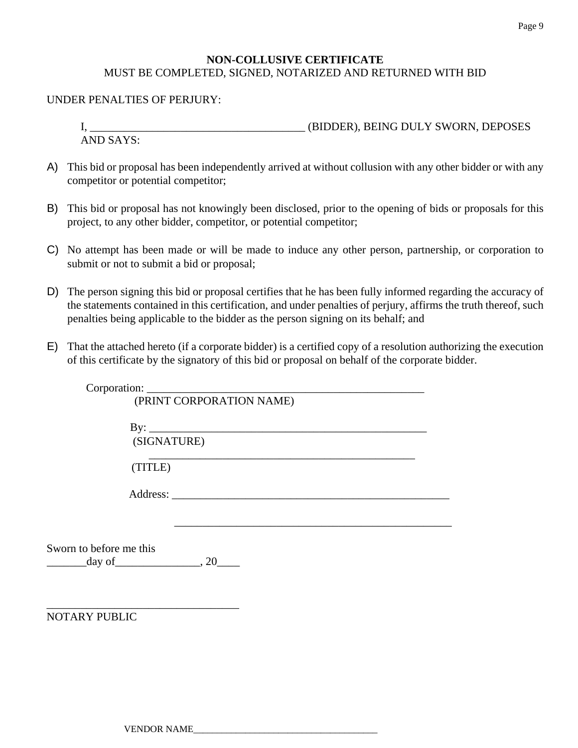**NON-COLLUSIVE CERTIFICATE**

MUST BE COMPLETED, SIGNED, NOTARIZED AND RETURNED WITH BID

UNDER PENALTIES OF PERJURY:

I, _____________________________________ (BIDDER), BEING DULY SWORN, DEPOSES AND SAYS:

A) This bid or proposal has been independently arrived at without collusion with any other bidder or with any competitor or potential competitor;

B) This bid or proposal has not knowingly been disclosed, prior to the opening of bids or proposals for this project, to any other bidder, competitor, or potential competitor;

C) No attempt has been made or will be made to induce any other person, partnership, or corporation to submit or not to submit a bid or proposal;

D) The person signing this bid or proposal certifies that he has been fully informed regarding the accuracy of the statements contained in this certification, and under penalties of perjury, affirms the truth thereof, such penalties being applicable to the bidder as the person signing on its behalf; and

E) That the attached hereto (if a corporate bidder) is a certified copy of a resolution authorizing the execution of this certificate by the signatory of this bid or proposal on behalf of the corporate bidder.

Corporation: __________________________________________________
(PRINT CORPORATION NAME)

By: __________________________________________________
(SIGNATURE)

__________________________________________________
(TITLE)

Address: __________________________________________________

__________________________________________________

Sworn to before me this
_______day of_______________, 20____

__________________________________
NOTARY PUBLIC

VENDOR NAME_____________________________________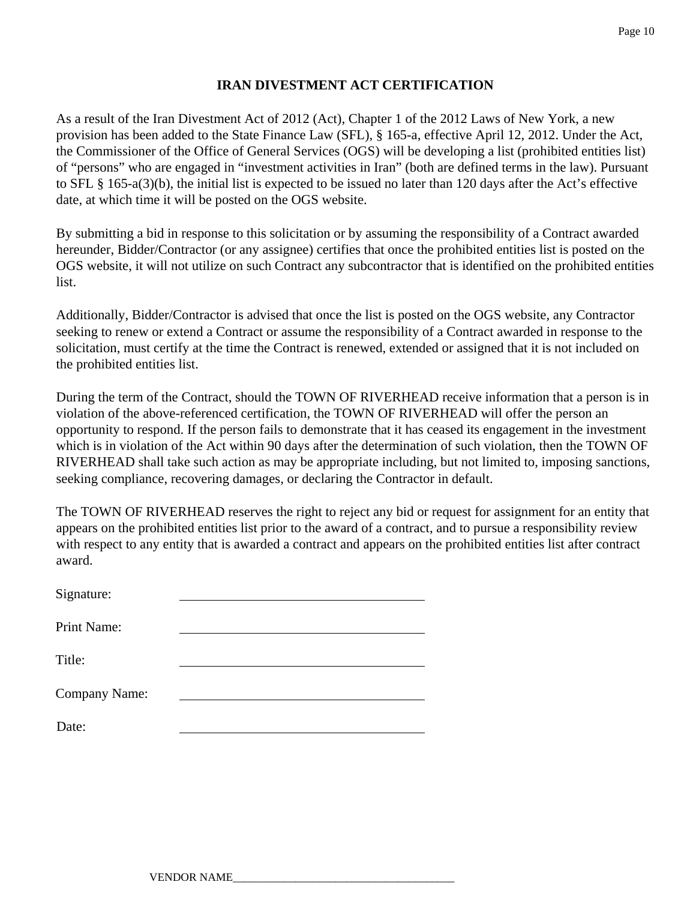## IRAN DIVESTMENT ACT CERTIFICATION

As a result of the Iran Divestment Act of 2012 (Act), Chapter 1 of the 2012 Laws of New York, a new provision has been added to the State Finance Law (SFL), § 165-a, effective April 12, 2012. Under the Act, the Commissioner of the Office of General Services (OGS) will be developing a list (prohibited entities list) of "persons" who are engaged in "investment activities in Iran" (both are defined terms in the law). Pursuant to SFL § 165-a(3)(b), the initial list is expected to be issued no later than 120 days after the Act's effective date, at which time it will be posted on the OGS website.

By submitting a bid in response to this solicitation or by assuming the responsibility of a Contract awarded hereunder, Bidder/Contractor (or any assignee) certifies that once the prohibited entities list is posted on the OGS website, it will not utilize on such Contract any subcontractor that is identified on the prohibited entities list.

Additionally, Bidder/Contractor is advised that once the list is posted on the OGS website, any Contractor seeking to renew or extend a Contract or assume the responsibility of a Contract awarded in response to the solicitation, must certify at the time the Contract is renewed, extended or assigned that it is not included on the prohibited entities list.

During the term of the Contract, should the TOWN OF RIVERHEAD receive information that a person is in violation of the above-referenced certification, the TOWN OF RIVERHEAD will offer the person an opportunity to respond. If the person fails to demonstrate that it has ceased its engagement in the investment which is in violation of the Act within 90 days after the determination of such violation, then the TOWN OF RIVERHEAD shall take such action as may be appropriate including, but not limited to, imposing sanctions, seeking compliance, recovering damages, or declaring the Contractor in default.

The TOWN OF RIVERHEAD reserves the right to reject any bid or request for assignment for an entity that appears on the prohibited entities list prior to the award of a contract, and to pursue a responsibility review with respect to any entity that is awarded a contract and appears on the prohibited entities list after contract award.

Signature: ______________________________

Print Name: ______________________________

Title: ______________________________

Company Name: ______________________________

Date: ______________________________

VENDOR NAME______________________________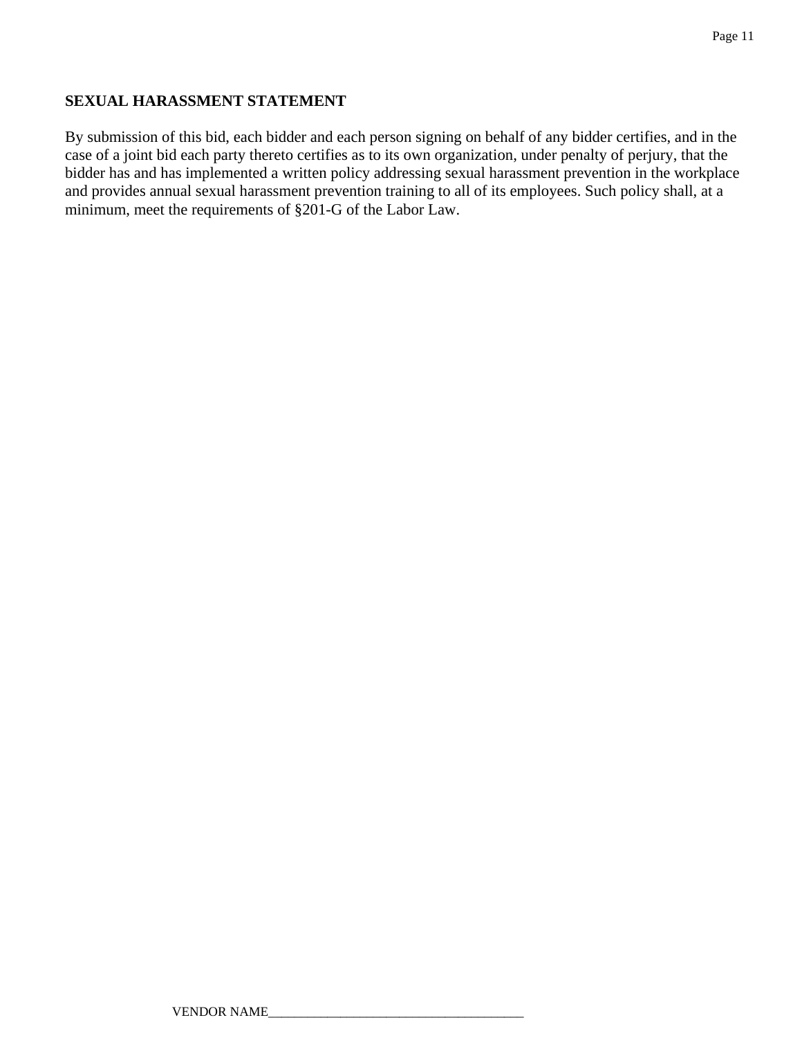**SEXUAL HARASSMENT STATEMENT**

By submission of this bid, each bidder and each person signing on behalf of any bidder certifies, and in the case of a joint bid each party thereto certifies as to its own organization, under penalty of perjury, that the bidder has and has implemented a written policy addressing sexual harassment prevention in the workplace and provides annual sexual harassment prevention training to all of its employees. Such policy shall, at a minimum, meet the requirements of §201-G of the Labor Law.

VENDOR NAME______________________________________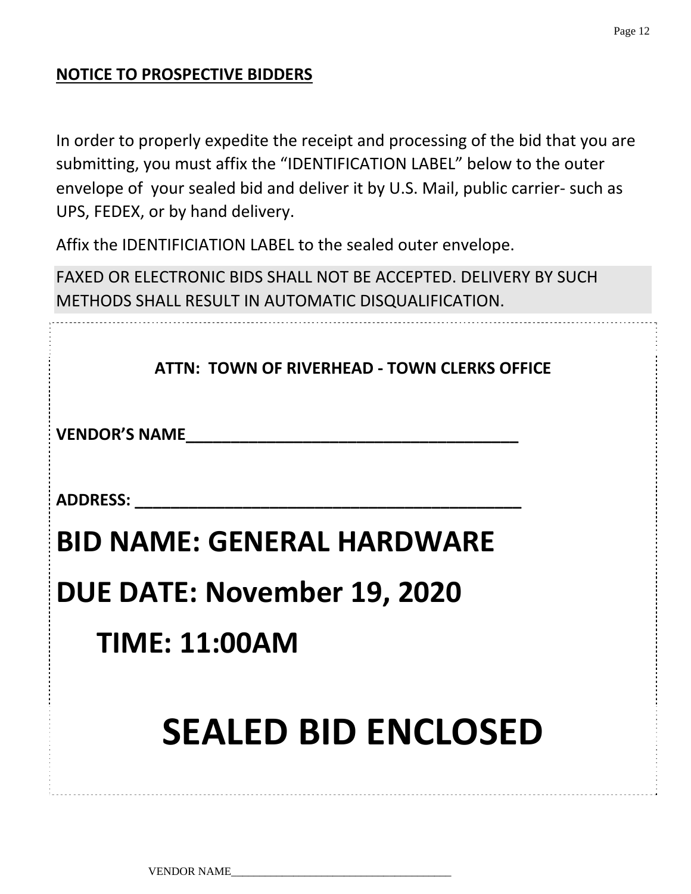**NOTICE TO PROSPECTIVE BIDDERS**

In order to properly expedite the receipt and processing of the bid that you are submitting, you must affix the "IDENTIFICATION LABEL" below to the outer envelope of your sealed bid and deliver it by U.S. Mail, public carrier- such as UPS, FEDEX, or by hand delivery.

Affix the IDENTIFICIATION LABEL to the sealed outer envelope.

FAXED OR ELECTRONIC BIDS SHALL NOT BE ACCEPTED. DELIVERY BY SUCH METHODS SHALL RESULT IN AUTOMATIC DISQUALIFICATION.

**ATTN: TOWN OF RIVERHEAD - TOWN CLERKS OFFICE**

**VENDOR'S NAME_______________________________________**

**ADDRESS: ____________________________________________**

# BID NAME: GENERAL HARDWARE

# DUE DATE: November 19, 2020

# TIME: 11:00AM

# SEALED BID ENCLOSED

VENDOR NAME_______________________________________